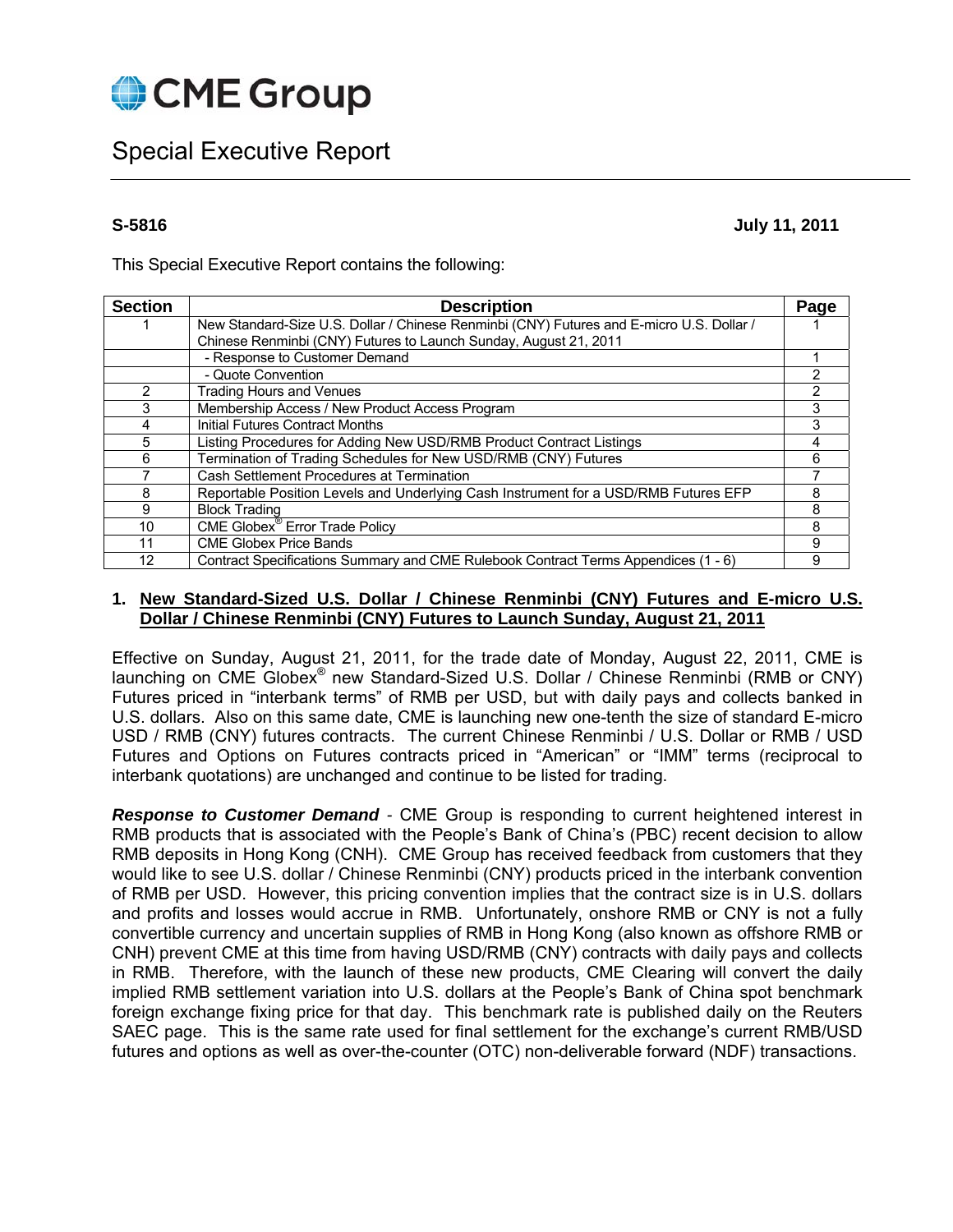CME Group

# Special Executive Report

**S-5816** **July 11, 2011**

This Special Executive Report contains the following:

| Section | Description | Page |
|---|---|---|
| 1 | New Standard-Size U.S. Dollar / Chinese Renminbi (CNY) Futures and E-micro U.S. Dollar / Chinese Renminbi (CNY) Futures to Launch Sunday, August 21, 2011 | 1 |
| | - Response to Customer Demand | 1 |
| | - Quote Convention | 2 |
| 2 | Trading Hours and Venues | 2 |
| 3 | Membership Access / New Product Access Program | 3 |
| 4 | Initial Futures Contract Months | 3 |
| 5 | Listing Procedures for Adding New USD/RMB Product Contract Listings | 4 |
| 6 | Termination of Trading Schedules for New USD/RMB (CNY) Futures | 6 |
| 7 | Cash Settlement Procedures at Termination | 7 |
| 8 | Reportable Position Levels and Underlying Cash Instrument for a USD/RMB Futures EFP | 8 |
| 9 | Block Trading | 8 |
| 10 | CME Globex® Error Trade Policy | 8 |
| 11 | CME Globex Price Bands | 9 |
| 12 | Contract Specifications Summary and CME Rulebook Contract Terms Appendices (1 - 6) | 9 |

## 1. New Standard-Sized U.S. Dollar / Chinese Renminbi (CNY) Futures and E-micro U.S. Dollar / Chinese Renminbi (CNY) Futures to Launch Sunday, August 21, 2011

Effective on Sunday, August 21, 2011, for the trade date of Monday, August 22, 2011, CME is launching on CME Globex® new Standard-Sized U.S. Dollar / Chinese Renminbi (RMB or CNY) Futures priced in "interbank terms" of RMB per USD, but with daily pays and collects banked in U.S. dollars. Also on this same date, CME is launching new one-tenth the size of standard E-micro USD / RMB (CNY) futures contracts. The current Chinese Renminbi / U.S. Dollar or RMB / USD Futures and Options on Futures contracts priced in "American" or "IMM" terms (reciprocal to interbank quotations) are unchanged and continue to be listed for trading.

***Response to Customer Demand*** - CME Group is responding to current heightened interest in RMB products that is associated with the People's Bank of China's (PBC) recent decision to allow RMB deposits in Hong Kong (CNH). CME Group has received feedback from customers that they would like to see U.S. dollar / Chinese Renminbi (CNY) products priced in the interbank convention of RMB per USD. However, this pricing convention implies that the contract size is in U.S. dollars and profits and losses would accrue in RMB. Unfortunately, onshore RMB or CNY is not a fully convertible currency and uncertain supplies of RMB in Hong Kong (also known as offshore RMB or CNH) prevent CME at this time from having USD/RMB (CNY) contracts with daily pays and collects in RMB. Therefore, with the launch of these new products, CME Clearing will convert the daily implied RMB settlement variation into U.S. dollars at the People's Bank of China spot benchmark foreign exchange fixing price for that day. This benchmark rate is published daily on the Reuters SAEC page. This is the same rate used for final settlement for the exchange's current RMB/USD futures and options as well as over-the-counter (OTC) non-deliverable forward (NDF) transactions.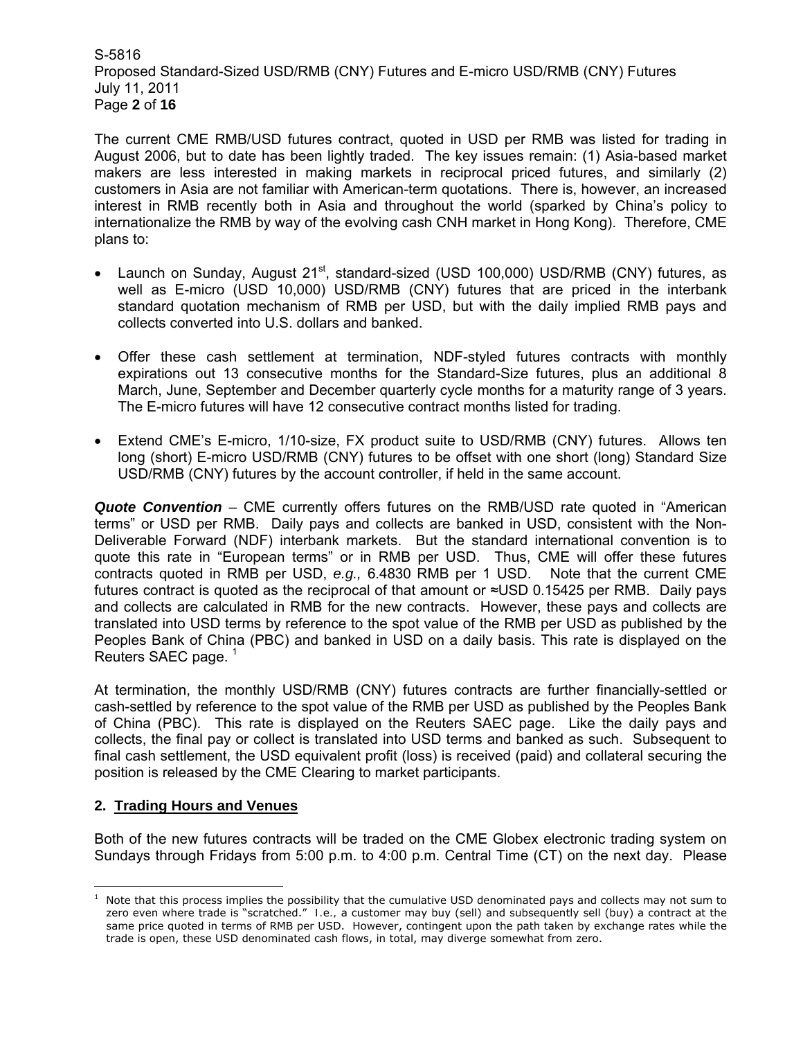The current CME RMB/USD futures contract, quoted in USD per RMB was listed for trading in August 2006, but to date has been lightly traded. The key issues remain: (1) Asia-based market makers are less interested in making markets in reciprocal priced futures, and similarly (2) customers in Asia are not familiar with American-term quotations. There is, however, an increased interest in RMB recently both in Asia and throughout the world (sparked by China's policy to internationalize the RMB by way of the evolving cash CNH market in Hong Kong). Therefore, CME plans to:

- Launch on Sunday, August 21st, standard-sized (USD 100,000) USD/RMB (CNY) futures, as well as E-micro (USD 10,000) USD/RMB (CNY) futures that are priced in the interbank standard quotation mechanism of RMB per USD, but with the daily implied RMB pays and collects converted into U.S. dollars and banked.
- Offer these cash settlement at termination, NDF-styled futures contracts with monthly expirations out 13 consecutive months for the Standard-Size futures, plus an additional 8 March, June, September and December quarterly cycle months for a maturity range of 3 years. The E-micro futures will have 12 consecutive contract months listed for trading.
- Extend CME's E-micro, 1/10-size, FX product suite to USD/RMB (CNY) futures. Allows ten long (short) E-micro USD/RMB (CNY) futures to be offset with one short (long) Standard Size USD/RMB (CNY) futures by the account controller, if held in the same account.

***Quote Convention*** – CME currently offers futures on the RMB/USD rate quoted in "American terms" or USD per RMB. Daily pays and collects are banked in USD, consistent with the Non-Deliverable Forward (NDF) interbank markets. But the standard international convention is to quote this rate in "European terms" or in RMB per USD. Thus, CME will offer these futures contracts quoted in RMB per USD, *e.g.,* 6.4830 RMB per 1 USD. Note that the current CME futures contract is quoted as the reciprocal of that amount or ≈USD 0.15425 per RMB. Daily pays and collects are calculated in RMB for the new contracts. However, these pays and collects are translated into USD terms by reference to the spot value of the RMB per USD as published by the Peoples Bank of China (PBC) and banked in USD on a daily basis. This rate is displayed on the Reuters SAEC page. [1]

At termination, the monthly USD/RMB (CNY) futures contracts are further financially-settled or cash-settled by reference to the spot value of the RMB per USD as published by the Peoples Bank of China (PBC). This rate is displayed on the Reuters SAEC page. Like the daily pays and collects, the final pay or collect is translated into USD terms and banked as such. Subsequent to final cash settlement, the USD equivalent profit (loss) is received (paid) and collateral securing the position is released by the CME Clearing to market participants.

## 2. Trading Hours and Venues

Both of the new futures contracts will be traded on the CME Globex electronic trading system on Sundays through Fridays from 5:00 p.m. to 4:00 p.m. Central Time (CT) on the next day. Please

---

[1] Note that this process implies the possibility that the cumulative USD denominated pays and collects may not sum to zero even where trade is "scratched." I.e., a customer may buy (sell) and subsequently sell (buy) a contract at the same price quoted in terms of RMB per USD. However, contingent upon the path taken by exchange rates while the trade is open, these USD denominated cash flows, in total, may diverge somewhat from zero.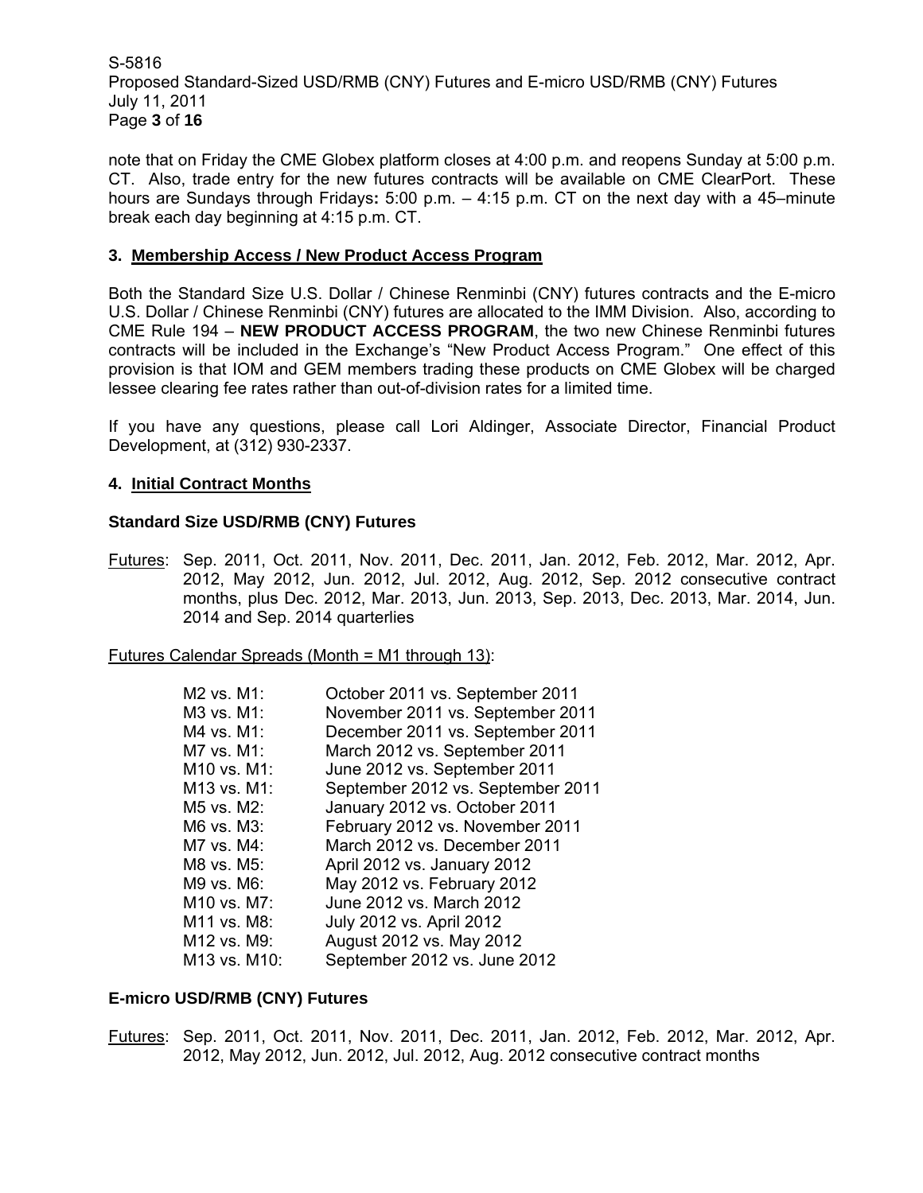note that on Friday the CME Globex platform closes at 4:00 p.m. and reopens Sunday at 5:00 p.m. CT. Also, trade entry for the new futures contracts will be available on CME ClearPort. These hours are Sundays through Fridays**:** 5:00 p.m. – 4:15 p.m. CT on the next day with a 45–minute break each day beginning at 4:15 p.m. CT.

### 3. Membership Access / New Product Access Program

Both the Standard Size U.S. Dollar / Chinese Renminbi (CNY) futures contracts and the E-micro U.S. Dollar / Chinese Renminbi (CNY) futures are allocated to the IMM Division. Also, according to CME Rule 194 – **NEW PRODUCT ACCESS PROGRAM**, the two new Chinese Renminbi futures contracts will be included in the Exchange's "New Product Access Program." One effect of this provision is that IOM and GEM members trading these products on CME Globex will be charged lessee clearing fee rates rather than out-of-division rates for a limited time.

If you have any questions, please call Lori Aldinger, Associate Director, Financial Product Development, at (312) 930-2337.

### 4. Initial Contract Months

**Standard Size USD/RMB (CNY) Futures**

Futures: Sep. 2011, Oct. 2011, Nov. 2011, Dec. 2011, Jan. 2012, Feb. 2012, Mar. 2012, Apr. 2012, May 2012, Jun. 2012, Jul. 2012, Aug. 2012, Sep. 2012 consecutive contract months, plus Dec. 2012, Mar. 2013, Jun. 2013, Sep. 2013, Dec. 2013, Mar. 2014, Jun. 2014 and Sep. 2014 quarterlies

Futures Calendar Spreads (Month = M1 through 13):

| | |
|---|---|
| M2 vs. M1: | October 2011 vs. September 2011 |
| M3 vs. M1: | November 2011 vs. September 2011 |
| M4 vs. M1: | December 2011 vs. September 2011 |
| M7 vs. M1: | March 2012 vs. September 2011 |
| M10 vs. M1: | June 2012 vs. September 2011 |
| M13 vs. M1: | September 2012 vs. September 2011 |
| M5 vs. M2: | January 2012 vs. October 2011 |
| M6 vs. M3: | February 2012 vs. November 2011 |
| M7 vs. M4: | March 2012 vs. December 2011 |
| M8 vs. M5: | April 2012 vs. January 2012 |
| M9 vs. M6: | May 2012 vs. February 2012 |
| M10 vs. M7: | June 2012 vs. March 2012 |
| M11 vs. M8: | July 2012 vs. April 2012 |
| M12 vs. M9: | August 2012 vs. May 2012 |
| M13 vs. M10: | September 2012 vs. June 2012 |

**E-micro USD/RMB (CNY) Futures**

Futures: Sep. 2011, Oct. 2011, Nov. 2011, Dec. 2011, Jan. 2012, Feb. 2012, Mar. 2012, Apr. 2012, May 2012, Jun. 2012, Jul. 2012, Aug. 2012 consecutive contract months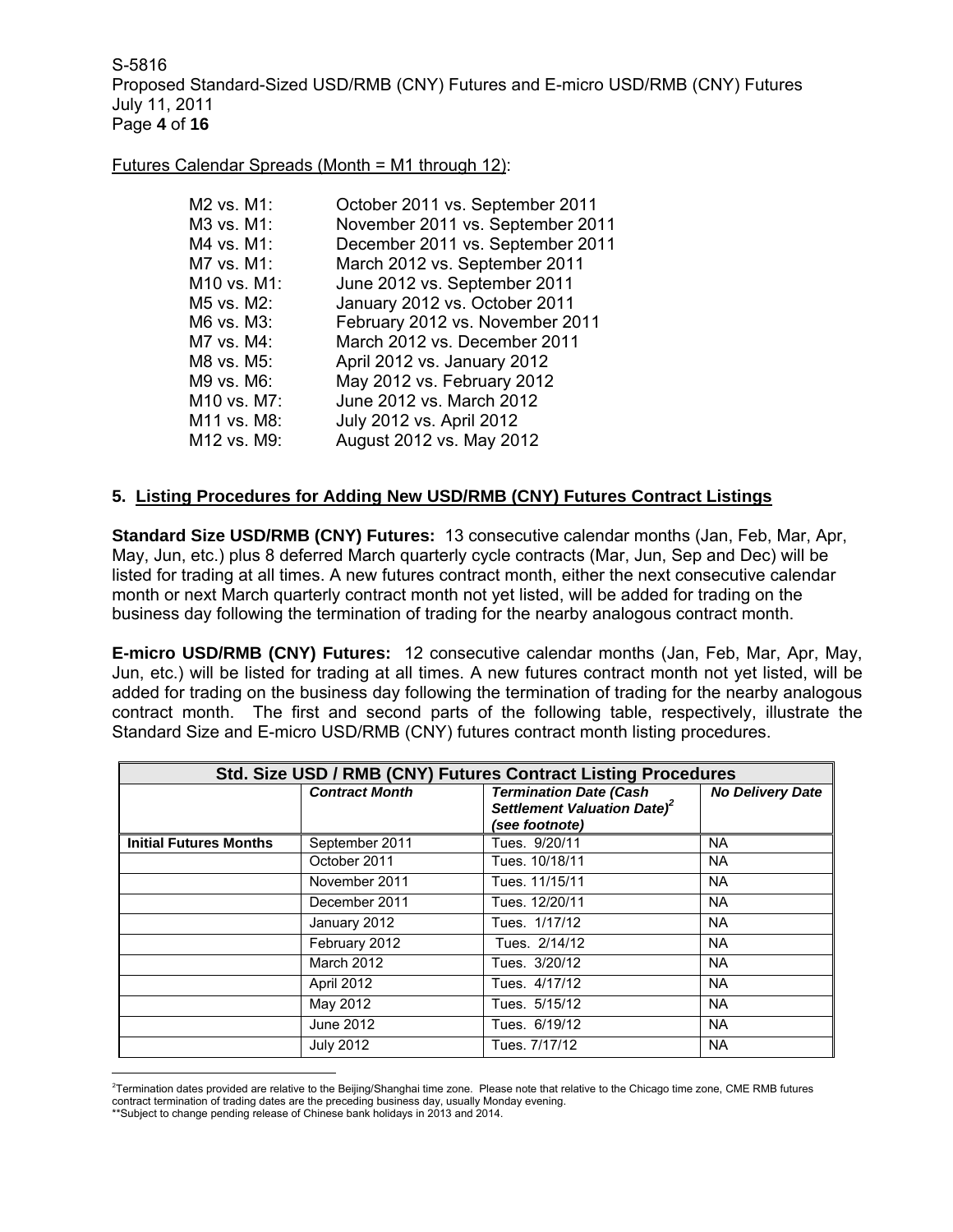Futures Calendar Spreads (Month = M1 through 12):

| | |
|---|---|
| M2 vs. M1: | October 2011 vs. September 2011 |
| M3 vs. M1: | November 2011 vs. September 2011 |
| M4 vs. M1: | December 2011 vs. September 2011 |
| M7 vs. M1: | March 2012 vs. September 2011 |
| M10 vs. M1: | June 2012 vs. September 2011 |
| M5 vs. M2: | January 2012 vs. October 2011 |
| M6 vs. M3: | February 2012 vs. November 2011 |
| M7 vs. M4: | March 2012 vs. December 2011 |
| M8 vs. M5: | April 2012 vs. January 2012 |
| M9 vs. M6: | May 2012 vs. February 2012 |
| M10 vs. M7: | June 2012 vs. March 2012 |
| M11 vs. M8: | July 2012 vs. April 2012 |
| M12 vs. M9: | August 2012 vs. May 2012 |

## 5. Listing Procedures for Adding New USD/RMB (CNY) Futures Contract Listings

**Standard Size USD/RMB (CNY) Futures:** 13 consecutive calendar months (Jan, Feb, Mar, Apr, May, Jun, etc.) plus 8 deferred March quarterly cycle contracts (Mar, Jun, Sep and Dec) will be listed for trading at all times. A new futures contract month, either the next consecutive calendar month or next March quarterly contract month not yet listed, will be added for trading on the business day following the termination of trading for the nearby analogous contract month.

**E-micro USD/RMB (CNY) Futures:** 12 consecutive calendar months (Jan, Feb, Mar, Apr, May, Jun, etc.) will be listed for trading at all times. A new futures contract month not yet listed, will be added for trading on the business day following the termination of trading for the nearby analogous contract month. The first and second parts of the following table, respectively, illustrate the Standard Size and E-micro USD/RMB (CNY) futures contract month listing procedures.

| Std. Size USD / RMB (CNY) Futures Contract Listing Procedures | | | |
|---|---|---|---|
| | ***Contract Month*** | ***Termination Date (Cash Settlement Valuation Date)[2] (see footnote)*** | ***No Delivery Date*** |
| **Initial Futures Months** | September 2011 | Tues. 9/20/11 | NA |
| | October 2011 | Tues. 10/18/11 | NA |
| | November 2011 | Tues. 11/15/11 | NA |
| | December 2011 | Tues. 12/20/11 | NA |
| | January 2012 | Tues. 1/17/12 | NA |
| | February 2012 | Tues. 2/14/12 | NA |
| | March 2012 | Tues. 3/20/12 | NA |
| | April 2012 | Tues. 4/17/12 | NA |
| | May 2012 | Tues. 5/15/12 | NA |
| | June 2012 | Tues. 6/19/12 | NA |
| | July 2012 | Tues. 7/17/12 | NA |

[2]Termination dates provided are relative to the Beijing/Shanghai time zone. Please note that relative to the Chicago time zone, CME RMB futures contract termination of trading dates are the preceding business day, usually Monday evening.
**Subject to change pending release of Chinese bank holidays in 2013 and 2014.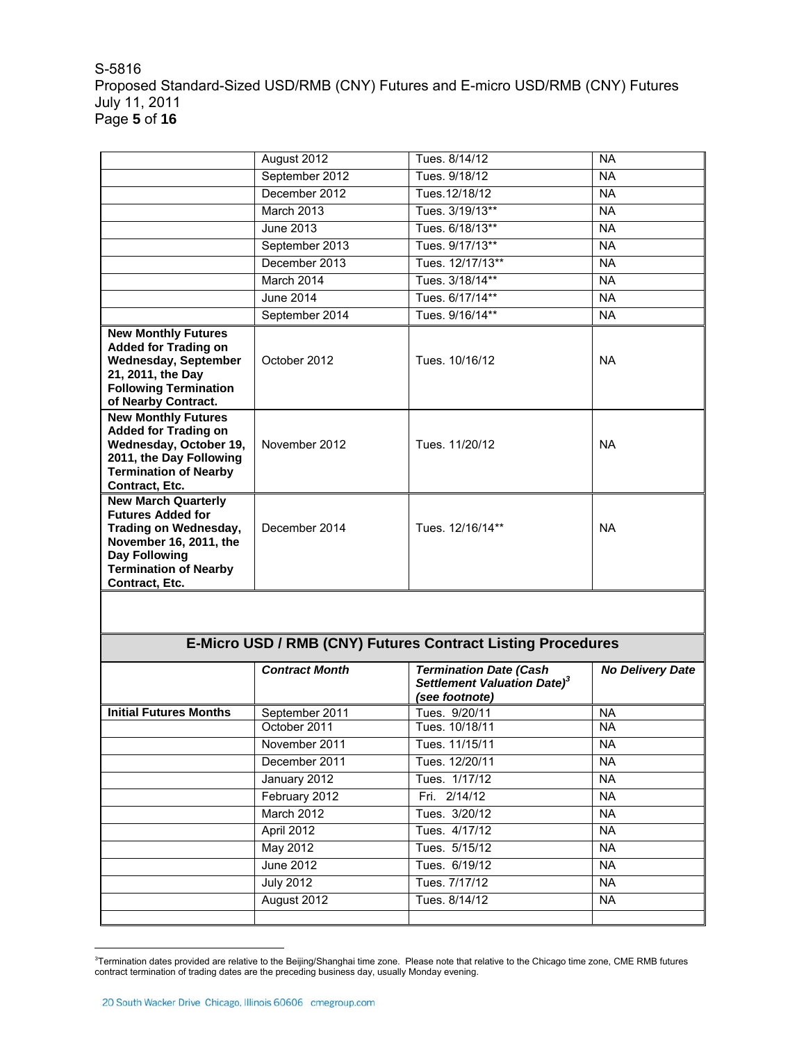| | | | |
|---|---|---|---|
| | August 2012 | Tues. 8/14/12 | NA |
| | September 2012 | Tues. 9/18/12 | NA |
| | December 2012 | Tues.12/18/12 | NA |
| | March 2013 | Tues. 3/19/13** | NA |
| | June 2013 | Tues. 6/18/13** | NA |
| | September 2013 | Tues. 9/17/13** | NA |
| | December 2013 | Tues. 12/17/13** | NA |
| | March 2014 | Tues. 3/18/14** | NA |
| | June 2014 | Tues. 6/17/14** | NA |
| | September 2014 | Tues. 9/16/14** | NA |
| **New Monthly Futures Added for Trading on Wednesday, September 21, 2011, the Day Following Termination of Nearby Contract.** | October 2012 | Tues. 10/16/12 | NA |
| **New Monthly Futures Added for Trading on Wednesday, October 19, 2011, the Day Following Termination of Nearby Contract, Etc.** | November 2012 | Tues. 11/20/12 | NA |
| **New March Quarterly Futures Added for Trading on Wednesday, November 16, 2011, the Day Following Termination of Nearby Contract, Etc.** | December 2014 | Tues. 12/16/14** | NA |

## E-Micro USD / RMB (CNY) Futures Contract Listing Procedures

| | *Contract Month* | *Termination Date (Cash Settlement Valuation Date)[3] (see footnote)* | *No Delivery Date* |
|---|---|---|---|
| **Initial Futures Months** | September 2011 | Tues. 9/20/11 | NA |
| | October 2011 | Tues. 10/18/11 | NA |
| | November 2011 | Tues. 11/15/11 | NA |
| | December 2011 | Tues. 12/20/11 | NA |
| | January 2012 | Tues. 1/17/12 | NA |
| | February 2012 | Fri. 2/14/12 | NA |
| | March 2012 | Tues. 3/20/12 | NA |
| | April 2012 | Tues. 4/17/12 | NA |
| | May 2012 | Tues. 5/15/12 | NA |
| | June 2012 | Tues. 6/19/12 | NA |
| | July 2012 | Tues. 7/17/12 | NA |
| | August 2012 | Tues. 8/14/12 | NA |
| | | | |

[3]Termination dates provided are relative to the Beijing/Shanghai time zone. Please note that relative to the Chicago time zone, CME RMB futures contract termination of trading dates are the preceding business day, usually Monday evening.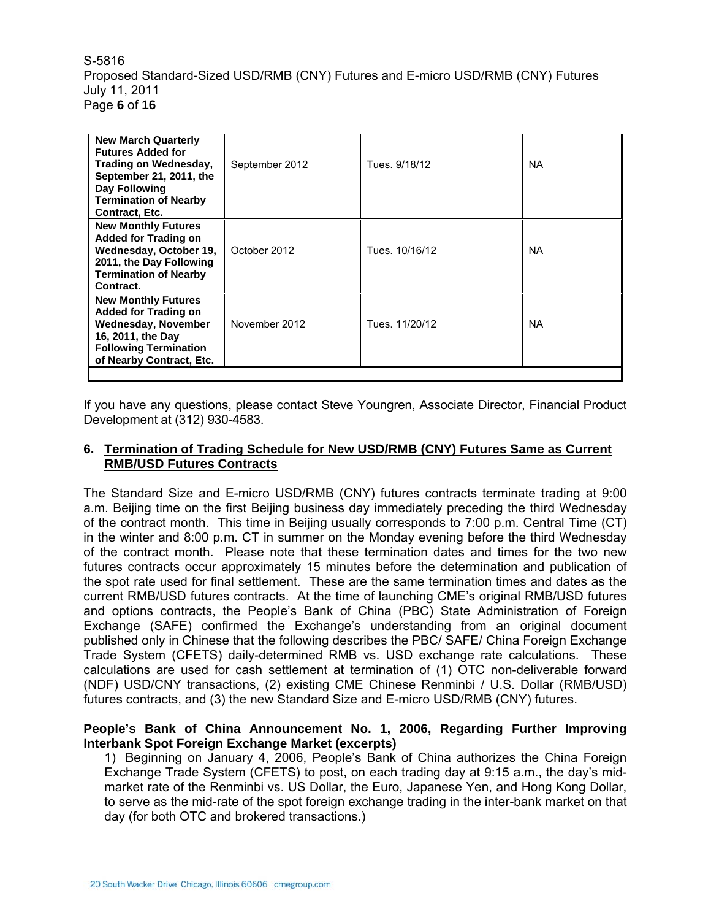| | | | |
|---|---|---|---|
| **New March Quarterly Futures Added for Trading on Wednesday, September 21, 2011, the Day Following Termination of Nearby Contract, Etc.** | September 2012 | Tues. 9/18/12 | NA |
| **New Monthly Futures Added for Trading on Wednesday, October 19, 2011, the Day Following Termination of Nearby Contract.** | October 2012 | Tues. 10/16/12 | NA |
| **New Monthly Futures Added for Trading on Wednesday, November 16, 2011, the Day Following Termination of Nearby Contract, Etc.** | November 2012 | Tues. 11/20/12 | NA |
| | | | |

If you have any questions, please contact Steve Youngren, Associate Director, Financial Product Development at (312) 930-4583.

## 6. Termination of Trading Schedule for New USD/RMB (CNY) Futures Same as Current RMB/USD Futures Contracts

The Standard Size and E-micro USD/RMB (CNY) futures contracts terminate trading at 9:00 a.m. Beijing time on the first Beijing business day immediately preceding the third Wednesday of the contract month. This time in Beijing usually corresponds to 7:00 p.m. Central Time (CT) in the winter and 8:00 p.m. CT in summer on the Monday evening before the third Wednesday of the contract month. Please note that these termination dates and times for the two new futures contracts occur approximately 15 minutes before the determination and publication of the spot rate used for final settlement. These are the same termination times and dates as the current RMB/USD futures contracts. At the time of launching CME's original RMB/USD futures and options contracts, the People's Bank of China (PBC) State Administration of Foreign Exchange (SAFE) confirmed the Exchange's understanding from an original document published only in Chinese that the following describes the PBC/ SAFE/ China Foreign Exchange Trade System (CFETS) daily-determined RMB vs. USD exchange rate calculations. These calculations are used for cash settlement at termination of (1) OTC non-deliverable forward (NDF) USD/CNY transactions, (2) existing CME Chinese Renminbi / U.S. Dollar (RMB/USD) futures contracts, and (3) the new Standard Size and E-micro USD/RMB (CNY) futures.

**People's Bank of China Announcement No. 1, 2006, Regarding Further Improving Interbank Spot Foreign Exchange Market (excerpts)**

1) Beginning on January 4, 2006, People's Bank of China authorizes the China Foreign Exchange Trade System (CFETS) to post, on each trading day at 9:15 a.m., the day's mid-market rate of the Renminbi vs. US Dollar, the Euro, Japanese Yen, and Hong Kong Dollar, to serve as the mid-rate of the spot foreign exchange trading in the inter-bank market on that day (for both OTC and brokered transactions.)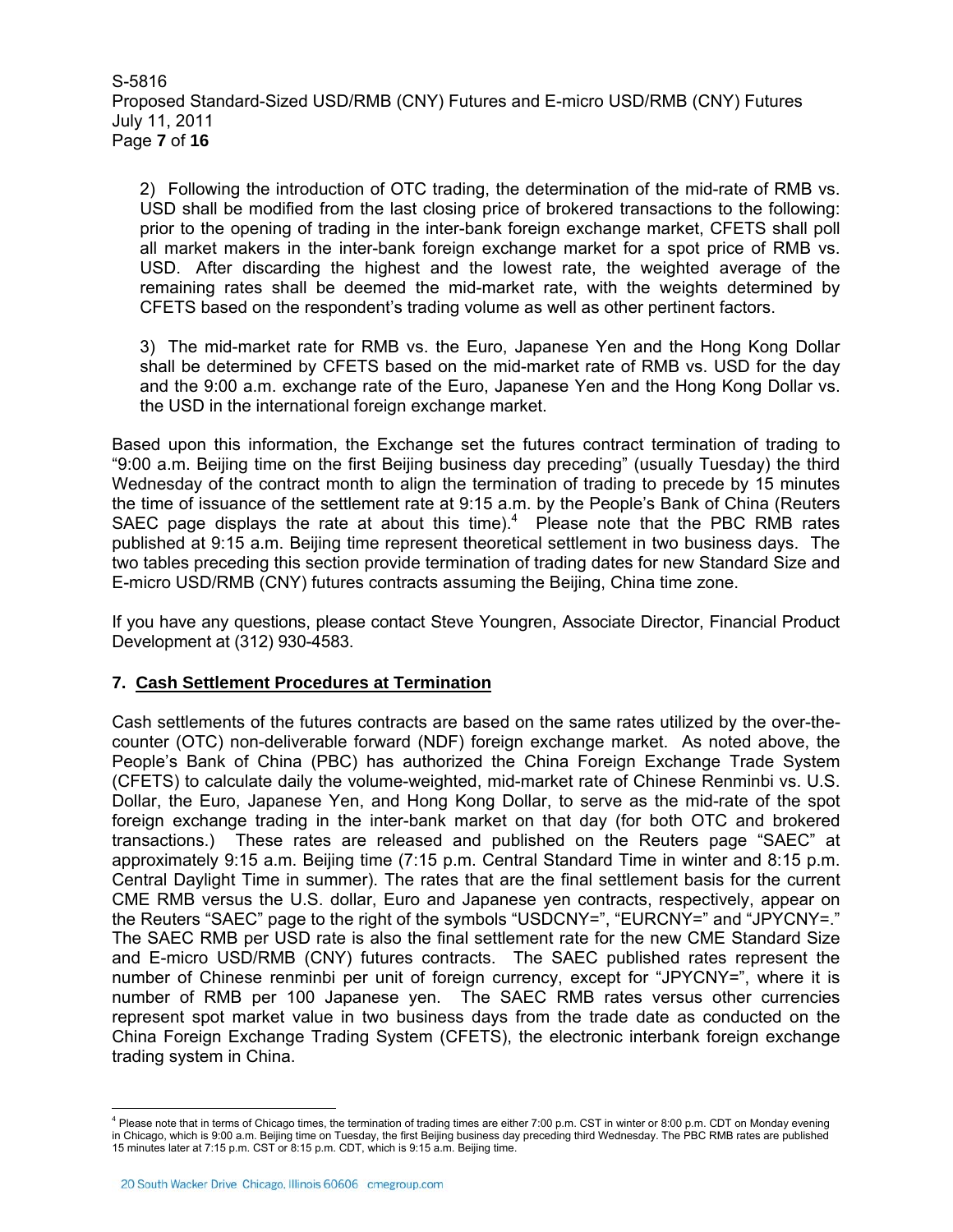2) Following the introduction of OTC trading, the determination of the mid-rate of RMB vs. USD shall be modified from the last closing price of brokered transactions to the following: prior to the opening of trading in the inter-bank foreign exchange market, CFETS shall poll all market makers in the inter-bank foreign exchange market for a spot price of RMB vs. USD. After discarding the highest and the lowest rate, the weighted average of the remaining rates shall be deemed the mid-market rate, with the weights determined by CFETS based on the respondent's trading volume as well as other pertinent factors.

3) The mid-market rate for RMB vs. the Euro, Japanese Yen and the Hong Kong Dollar shall be determined by CFETS based on the mid-market rate of RMB vs. USD for the day and the 9:00 a.m. exchange rate of the Euro, Japanese Yen and the Hong Kong Dollar vs. the USD in the international foreign exchange market.

Based upon this information, the Exchange set the futures contract termination of trading to "9:00 a.m. Beijing time on the first Beijing business day preceding" (usually Tuesday) the third Wednesday of the contract month to align the termination of trading to precede by 15 minutes the time of issuance of the settlement rate at 9:15 a.m. by the People's Bank of China (Reuters SAEC page displays the rate at about this time).[4] Please note that the PBC RMB rates published at 9:15 a.m. Beijing time represent theoretical settlement in two business days. The two tables preceding this section provide termination of trading dates for new Standard Size and E-micro USD/RMB (CNY) futures contracts assuming the Beijing, China time zone.

If you have any questions, please contact Steve Youngren, Associate Director, Financial Product Development at (312) 930-4583.

## 7. Cash Settlement Procedures at Termination

Cash settlements of the futures contracts are based on the same rates utilized by the over-the-counter (OTC) non-deliverable forward (NDF) foreign exchange market. As noted above, the People's Bank of China (PBC) has authorized the China Foreign Exchange Trade System (CFETS) to calculate daily the volume-weighted, mid-market rate of Chinese Renminbi vs. U.S. Dollar, the Euro, Japanese Yen, and Hong Kong Dollar, to serve as the mid-rate of the spot foreign exchange trading in the inter-bank market on that day (for both OTC and brokered transactions.) These rates are released and published on the Reuters page "SAEC" at approximately 9:15 a.m. Beijing time (7:15 p.m. Central Standard Time in winter and 8:15 p.m. Central Daylight Time in summer). The rates that are the final settlement basis for the current CME RMB versus the U.S. dollar, Euro and Japanese yen contracts, respectively, appear on the Reuters "SAEC" page to the right of the symbols "USDCNY=", "EURCNY=" and "JPYCNY=." The SAEC RMB per USD rate is also the final settlement rate for the new CME Standard Size and E-micro USD/RMB (CNY) futures contracts. The SAEC published rates represent the number of Chinese renminbi per unit of foreign currency, except for "JPYCNY=", where it is number of RMB per 100 Japanese yen. The SAEC RMB rates versus other currencies represent spot market value in two business days from the trade date as conducted on the China Foreign Exchange Trading System (CFETS), the electronic interbank foreign exchange trading system in China.

---

[4] Please note that in terms of Chicago times, the termination of trading times are either 7:00 p.m. CST in winter or 8:00 p.m. CDT on Monday evening in Chicago, which is 9:00 a.m. Beijing time on Tuesday, the first Beijing business day preceding third Wednesday. The PBC RMB rates are published 15 minutes later at 7:15 p.m. CST or 8:15 p.m. CDT, which is 9:15 a.m. Beijing time.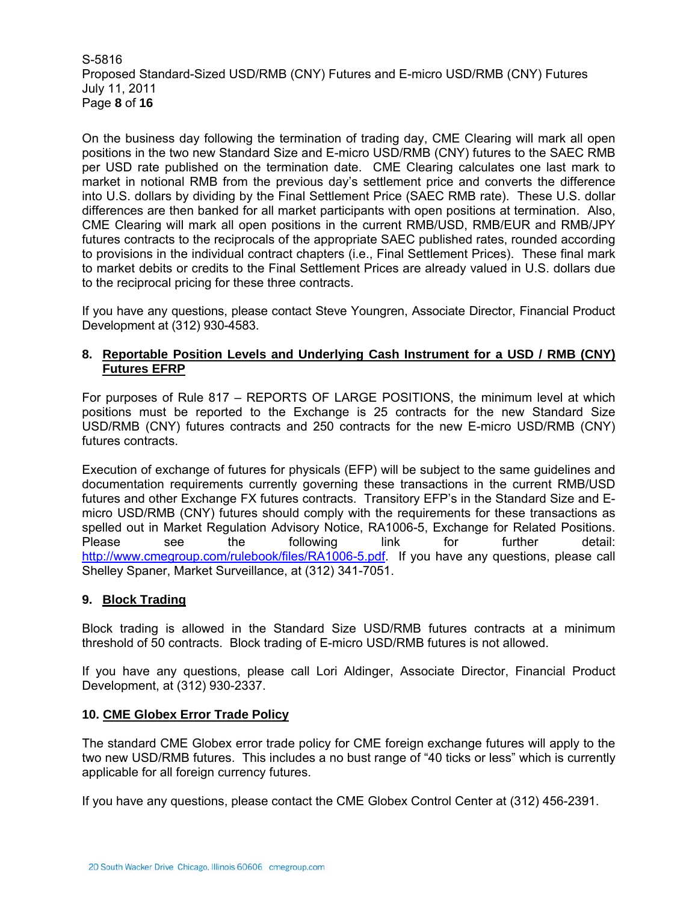On the business day following the termination of trading day, CME Clearing will mark all open positions in the two new Standard Size and E-micro USD/RMB (CNY) futures to the SAEC RMB per USD rate published on the termination date. CME Clearing calculates one last mark to market in notional RMB from the previous day's settlement price and converts the difference into U.S. dollars by dividing by the Final Settlement Price (SAEC RMB rate). These U.S. dollar differences are then banked for all market participants with open positions at termination. Also, CME Clearing will mark all open positions in the current RMB/USD, RMB/EUR and RMB/JPY futures contracts to the reciprocals of the appropriate SAEC published rates, rounded according to provisions in the individual contract chapters (i.e., Final Settlement Prices). These final mark to market debits or credits to the Final Settlement Prices are already valued in U.S. dollars due to the reciprocal pricing for these three contracts.

If you have any questions, please contact Steve Youngren, Associate Director, Financial Product Development at (312) 930-4583.

## 8. Reportable Position Levels and Underlying Cash Instrument for a USD / RMB (CNY) Futures EFRP

For purposes of Rule 817 – REPORTS OF LARGE POSITIONS, the minimum level at which positions must be reported to the Exchange is 25 contracts for the new Standard Size USD/RMB (CNY) futures contracts and 250 contracts for the new E-micro USD/RMB (CNY) futures contracts.

Execution of exchange of futures for physicals (EFP) will be subject to the same guidelines and documentation requirements currently governing these transactions in the current RMB/USD futures and other Exchange FX futures contracts. Transitory EFP's in the Standard Size and E-micro USD/RMB (CNY) futures should comply with the requirements for these transactions as spelled out in Market Regulation Advisory Notice, RA1006-5, Exchange for Related Positions. Please see the following link for further detail: http://www.cmegroup.com/rulebook/files/RA1006-5.pdf. If you have any questions, please call Shelley Spaner, Market Surveillance, at (312) 341-7051.

## 9. Block Trading

Block trading is allowed in the Standard Size USD/RMB futures contracts at a minimum threshold of 50 contracts. Block trading of E-micro USD/RMB futures is not allowed.

If you have any questions, please call Lori Aldinger, Associate Director, Financial Product Development, at (312) 930-2337.

## 10. CME Globex Error Trade Policy

The standard CME Globex error trade policy for CME foreign exchange futures will apply to the two new USD/RMB futures. This includes a no bust range of "40 ticks or less" which is currently applicable for all foreign currency futures.

If you have any questions, please contact the CME Globex Control Center at (312) 456-2391.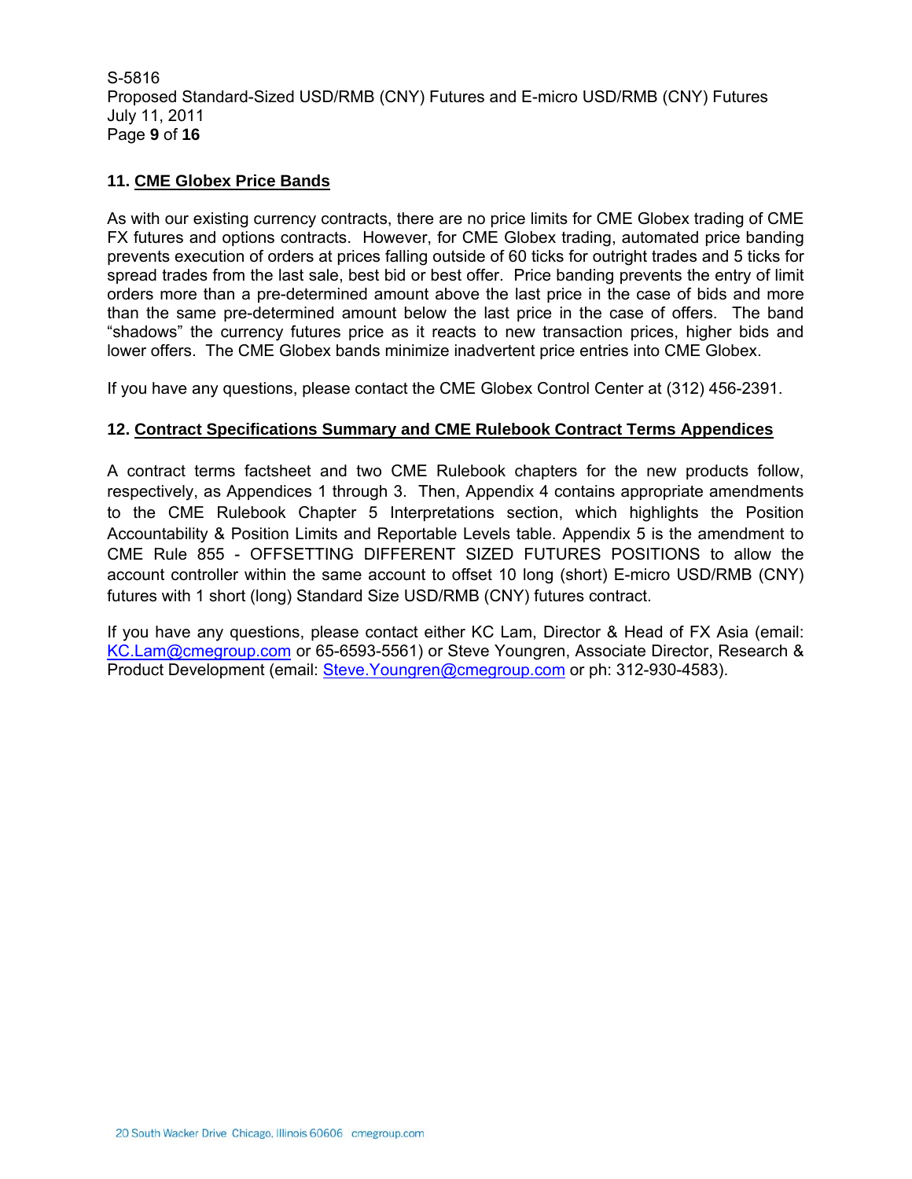**11. CME Globex Price Bands**

As with our existing currency contracts, there are no price limits for CME Globex trading of CME FX futures and options contracts. However, for CME Globex trading, automated price banding prevents execution of orders at prices falling outside of 60 ticks for outright trades and 5 ticks for spread trades from the last sale, best bid or best offer. Price banding prevents the entry of limit orders more than a pre-determined amount above the last price in the case of bids and more than the same pre-determined amount below the last price in the case of offers. The band "shadows" the currency futures price as it reacts to new transaction prices, higher bids and lower offers. The CME Globex bands minimize inadvertent price entries into CME Globex.

If you have any questions, please contact the CME Globex Control Center at (312) 456-2391.

**12. Contract Specifications Summary and CME Rulebook Contract Terms Appendices**

A contract terms factsheet and two CME Rulebook chapters for the new products follow, respectively, as Appendices 1 through 3. Then, Appendix 4 contains appropriate amendments to the CME Rulebook Chapter 5 Interpretations section, which highlights the Position Accountability & Position Limits and Reportable Levels table. Appendix 5 is the amendment to CME Rule 855 - OFFSETTING DIFFERENT SIZED FUTURES POSITIONS to allow the account controller within the same account to offset 10 long (short) E-micro USD/RMB (CNY) futures with 1 short (long) Standard Size USD/RMB (CNY) futures contract.

If you have any questions, please contact either KC Lam, Director & Head of FX Asia (email: KC.Lam@cmegroup.com or 65-6593-5561) or Steve Youngren, Associate Director, Research & Product Development (email: Steve.Youngren@cmegroup.com or ph: 312-930-4583).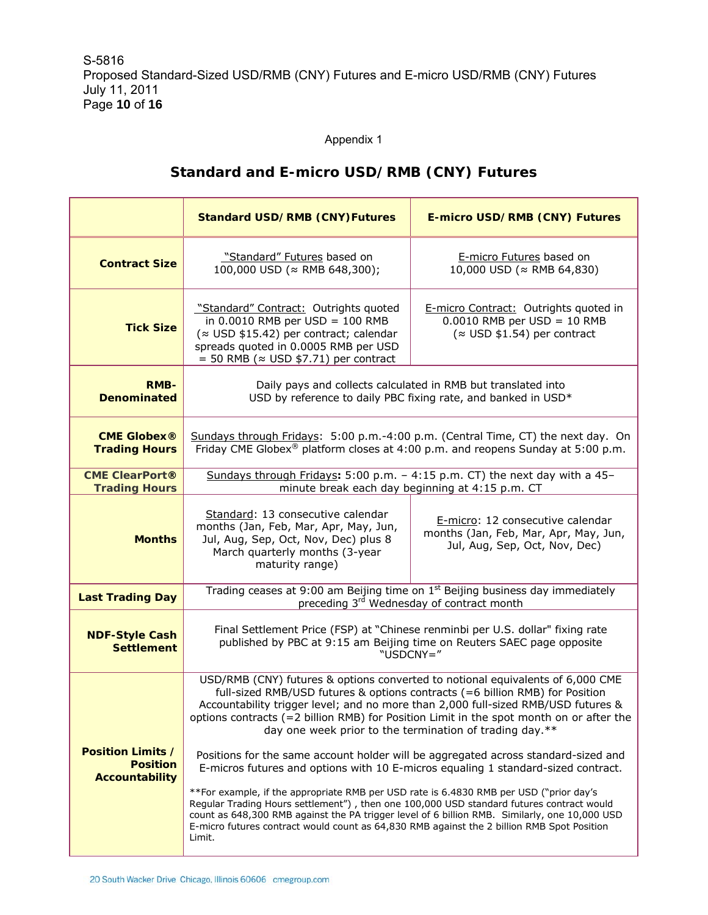Appendix 1

## Standard and E-micro USD/RMB (CNY) Futures

| | Standard USD/RMB (CNY) Futures | E-micro USD/RMB (CNY) Futures |
|---|---|---|
| **Contract Size** | "Standard" Futures based on 100,000 USD (≈ RMB 648,300); | E-micro Futures based on 10,000 USD (≈ RMB 64,830) |
| **Tick Size** | "Standard" Contract: Outrights quoted in 0.0010 RMB per USD = 100 RMB (≈ USD $15.42) per contract; calendar spreads quoted in 0.0005 RMB per USD = 50 RMB (≈ USD $7.71) per contract | E-micro Contract: Outrights quoted in 0.0010 RMB per USD = 10 RMB (≈ USD $1.54) per contract |
| **RMB-Denominated** | Daily pays and collects calculated in RMB but translated into USD by reference to daily PBC fixing rate, and banked in USD* | |
| **CME Globex® Trading Hours** | Sundays through Fridays: 5:00 p.m.-4:00 p.m. (Central Time, CT) the next day. On Friday CME Globex® platform closes at 4:00 p.m. and reopens Sunday at 5:00 p.m. | |
| **CME ClearPort® Trading Hours** | Sundays through Fridays: 5:00 p.m. – 4:15 p.m. CT) the next day with a 45–minute break each day beginning at 4:15 p.m. CT | |
| **Months** | Standard: 13 consecutive calendar months (Jan, Feb, Mar, Apr, May, Jun, Jul, Aug, Sep, Oct, Nov, Dec) plus 8 March quarterly months (3-year maturity range) | E-micro: 12 consecutive calendar months (Jan, Feb, Mar, Apr, May, Jun, Jul, Aug, Sep, Oct, Nov, Dec) |
| **Last Trading Day** | Trading ceases at 9:00 am Beijing time on 1st Beijing business day immediately preceding 3rd Wednesday of contract month | |
| **NDF-Style Cash Settlement** | Final Settlement Price (FSP) at "Chinese renminbi per U.S. dollar" fixing rate published by PBC at 9:15 am Beijing time on Reuters SAEC page opposite "USDCNY=" | |
| **Position Limits / Position Accountability** | USD/RMB (CNY) futures & options converted to notional equivalents of 6,000 CME full-sized RMB/USD futures & options contracts (=6 billion RMB) for Position Accountability trigger level; and no more than 2,000 full-sized RMB/USD futures & options contracts (=2 billion RMB) for Position Limit in the spot month on or after the day one week prior to the termination of trading day.** <br><br> Positions for the same account holder will be aggregated across standard-sized and E-micros futures and options with 10 E-micros equaling 1 standard-sized contract. <br><br> **For example, if the appropriate RMB per USD rate is 6.4830 RMB per USD ("prior day's Regular Trading Hours settlement") , then one 100,000 USD standard futures contract would count as 648,300 RMB against the PA trigger level of 6 billion RMB. Similarly, one 10,000 USD E-micro futures contract would count as 64,830 RMB against the 2 billion RMB Spot Position Limit. | |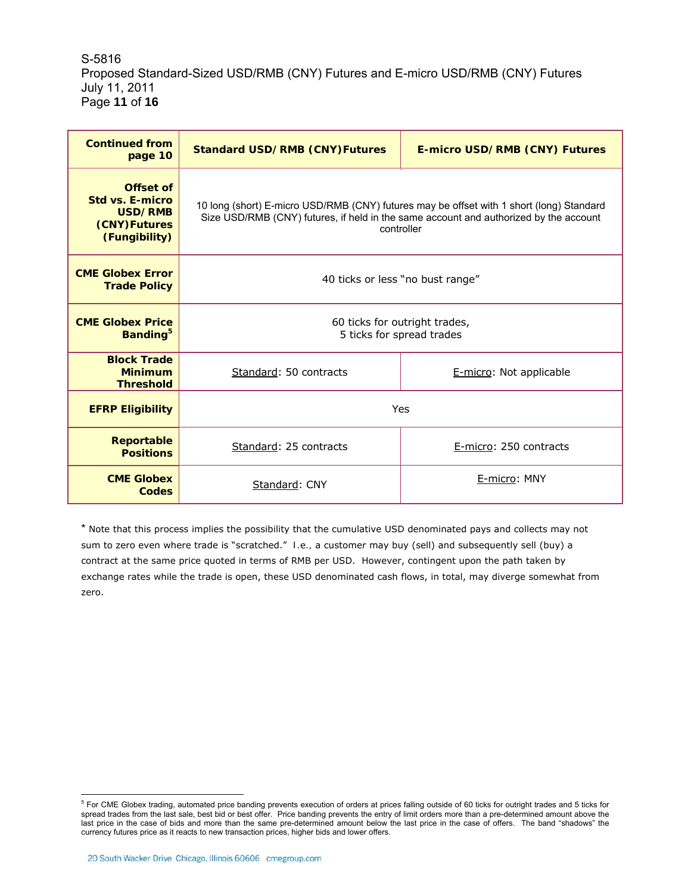| Continued from page 10 | Standard USD/RMB (CNY)Futures | E-micro USD/RMB (CNY) Futures |
|---|---|---|
| **Offset of Std vs. E-micro USD/RMB (CNY)Futures (Fungibility)** | 10 long (short) E-micro USD/RMB (CNY) futures may be offset with 1 short (long) Standard Size USD/RMB (CNY) futures, if held in the same account and authorized by the account controller | |
| **CME Globex Error Trade Policy** | 40 ticks or less "no bust range" | |
| **CME Globex Price Banding[5]** | 60 ticks for outright trades, 5 ticks for spread trades | |
| **Block Trade Minimum Threshold** | Standard: 50 contracts | E-micro: Not applicable |
| **EFRP Eligibility** | Yes | |
| **Reportable Positions** | Standard: 25 contracts | E-micro: 250 contracts |
| **CME Globex Codes** | Standard: CNY | E-micro: MNY |

* Note that this process implies the possibility that the cumulative USD denominated pays and collects may not sum to zero even where trade is "scratched." I.e., a customer may buy (sell) and subsequently sell (buy) a contract at the same price quoted in terms of RMB per USD. However, contingent upon the path taken by exchange rates while the trade is open, these USD denominated cash flows, in total, may diverge somewhat from zero.

[5] For CME Globex trading, automated price banding prevents execution of orders at prices falling outside of 60 ticks for outright trades and 5 ticks for spread trades from the last sale, best bid or best offer. Price banding prevents the entry of limit orders more than a pre-determined amount above the last price in the case of bids and more than the same pre-determined amount below the last price in the case of offers. The band "shadows" the currency futures price as it reacts to new transaction prices, higher bids and lower offers.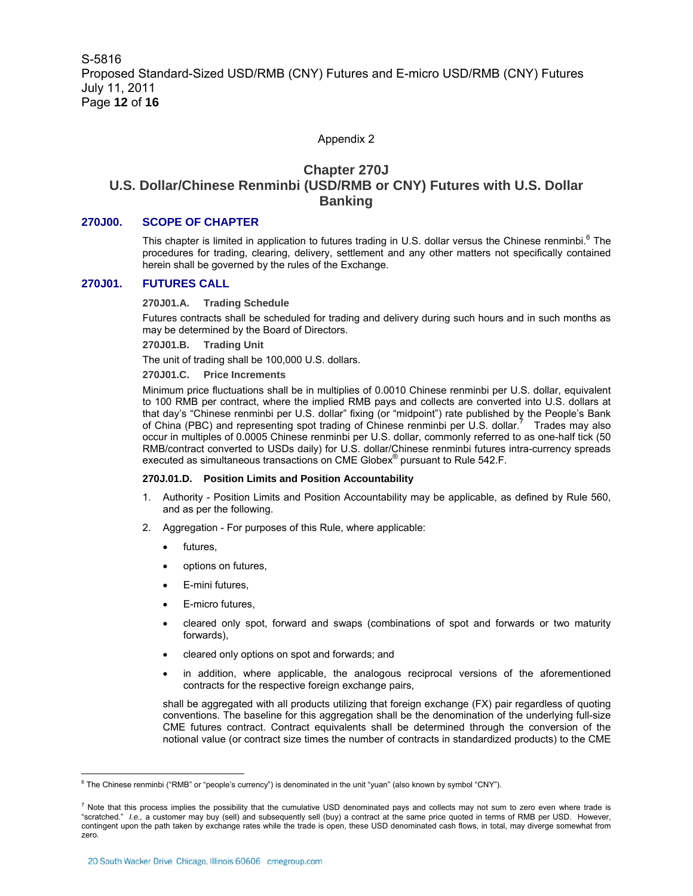Appendix 2

# Chapter 270J
# U.S. Dollar/Chinese Renminbi (USD/RMB or CNY) Futures with U.S. Dollar Banking

## 270J00. SCOPE OF CHAPTER

This chapter is limited in application to futures trading in U.S. dollar versus the Chinese renminbi.[6] The procedures for trading, clearing, delivery, settlement and any other matters not specifically contained herein shall be governed by the rules of the Exchange.

## 270J01. FUTURES CALL

### 270J01.A. Trading Schedule

Futures contracts shall be scheduled for trading and delivery during such hours and in such months as may be determined by the Board of Directors.

### 270J01.B. Trading Unit

The unit of trading shall be 100,000 U.S. dollars.

### 270J01.C. Price Increments

Minimum price fluctuations shall be in multiples of 0.0010 Chinese renminbi per U.S. dollar, equivalent to 100 RMB per contract, where the implied RMB pays and collects are converted into U.S. dollars at that day's "Chinese renminbi per U.S. dollar" fixing (or "midpoint") rate published by the People's Bank of China (PBC) and representing spot trading of Chinese renminbi per U.S. dollar.[7] Trades may also occur in multiples of 0.0005 Chinese renminbi per U.S. dollar, commonly referred to as one-half tick (50 RMB/contract converted to USDs daily) for U.S. dollar/Chinese renminbi futures intra-currency spreads executed as simultaneous transactions on CME Globex® pursuant to Rule 542.F.

### 270J.01.D. Position Limits and Position Accountability

1. Authority - Position Limits and Position Accountability may be applicable, as defined by Rule 560, and as per the following.
2. Aggregation - For purposes of this Rule, where applicable:
   - futures,
   - options on futures,
   - E-mini futures,
   - E-micro futures,
   - cleared only spot, forward and swaps (combinations of spot and forwards or two maturity forwards),
   - cleared only options on spot and forwards; and
   - in addition, where applicable, the analogous reciprocal versions of the aforementioned contracts for the respective foreign exchange pairs,

   shall be aggregated with all products utilizing that foreign exchange (FX) pair regardless of quoting conventions. The baseline for this aggregation shall be the denomination of the underlying full-size CME futures contract. Contract equivalents shall be determined through the conversion of the notional value (or contract size times the number of contracts in standardized products) to the CME

---

[6] The Chinese renminbi ("RMB" or "people's currency") is denominated in the unit "yuan" (also known by symbol "CNY").

[7] Note that this process implies the possibility that the cumulative USD denominated pays and collects may not sum to zero even where trade is "scratched." *I.e.,* a customer may buy (sell) and subsequently sell (buy) a contract at the same price quoted in terms of RMB per USD. However, contingent upon the path taken by exchange rates while the trade is open, these USD denominated cash flows, in total, may diverge somewhat from zero.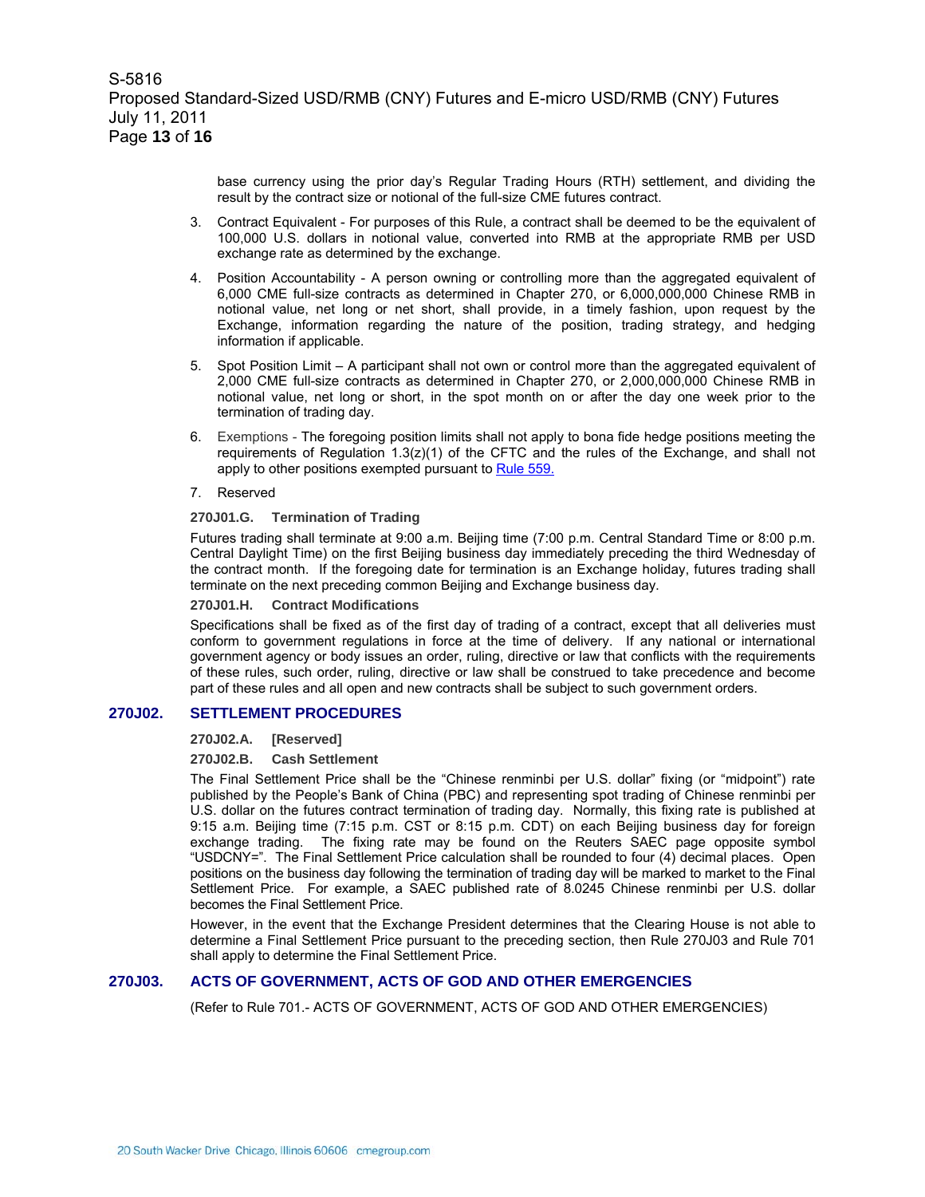base currency using the prior day's Regular Trading Hours (RTH) settlement, and dividing the result by the contract size or notional of the full-size CME futures contract.

3. Contract Equivalent - For purposes of this Rule, a contract shall be deemed to be the equivalent of 100,000 U.S. dollars in notional value, converted into RMB at the appropriate RMB per USD exchange rate as determined by the exchange.

4. Position Accountability - A person owning or controlling more than the aggregated equivalent of 6,000 CME full-size contracts as determined in Chapter 270, or 6,000,000,000 Chinese RMB in notional value, net long or net short, shall provide, in a timely fashion, upon request by the Exchange, information regarding the nature of the position, trading strategy, and hedging information if applicable.

5. Spot Position Limit – A participant shall not own or control more than the aggregated equivalent of 2,000 CME full-size contracts as determined in Chapter 270, or 2,000,000,000 Chinese RMB in notional value, net long or short, in the spot month on or after the day one week prior to the termination of trading day.

6. Exemptions - The foregoing position limits shall not apply to bona fide hedge positions meeting the requirements of Regulation 1.3(z)(1) of the CFTC and the rules of the Exchange, and shall not apply to other positions exempted pursuant to Rule 559.

7. Reserved

#### 270J01.G. Termination of Trading

Futures trading shall terminate at 9:00 a.m. Beijing time (7:00 p.m. Central Standard Time or 8:00 p.m. Central Daylight Time) on the first Beijing business day immediately preceding the third Wednesday of the contract month. If the foregoing date for termination is an Exchange holiday, futures trading shall terminate on the next preceding common Beijing and Exchange business day.

#### 270J01.H. Contract Modifications

Specifications shall be fixed as of the first day of trading of a contract, except that all deliveries must conform to government regulations in force at the time of delivery. If any national or international government agency or body issues an order, ruling, directive or law that conflicts with the requirements of these rules, such order, ruling, directive or law shall be construed to take precedence and become part of these rules and all open and new contracts shall be subject to such government orders.

## 270J02. SETTLEMENT PROCEDURES

#### 270J02.A. [Reserved]

#### 270J02.B. Cash Settlement

The Final Settlement Price shall be the "Chinese renminbi per U.S. dollar" fixing (or "midpoint") rate published by the People's Bank of China (PBC) and representing spot trading of Chinese renminbi per U.S. dollar on the futures contract termination of trading day. Normally, this fixing rate is published at 9:15 a.m. Beijing time (7:15 p.m. CST or 8:15 p.m. CDT) on each Beijing business day for foreign exchange trading. The fixing rate may be found on the Reuters SAEC page opposite symbol "USDCNY=". The Final Settlement Price calculation shall be rounded to four (4) decimal places. Open positions on the business day following the termination of trading day will be marked to market to the Final Settlement Price. For example, a SAEC published rate of 8.0245 Chinese renminbi per U.S. dollar becomes the Final Settlement Price.

However, in the event that the Exchange President determines that the Clearing House is not able to determine a Final Settlement Price pursuant to the preceding section, then Rule 270J03 and Rule 701 shall apply to determine the Final Settlement Price.

## 270J03. ACTS OF GOVERNMENT, ACTS OF GOD AND OTHER EMERGENCIES

(Refer to Rule 701.- ACTS OF GOVERNMENT, ACTS OF GOD AND OTHER EMERGENCIES)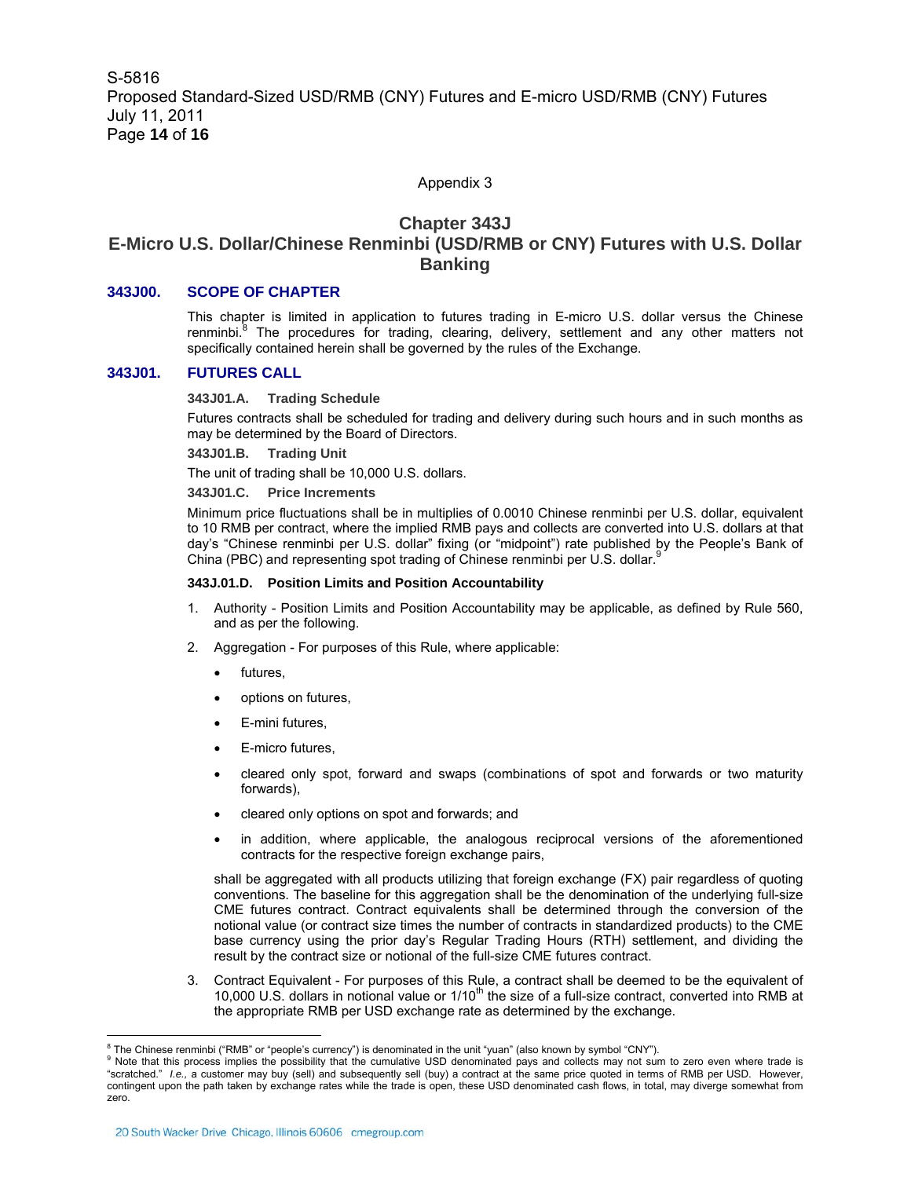Appendix 3

# Chapter 343J
# E-Micro U.S. Dollar/Chinese Renminbi (USD/RMB or CNY) Futures with U.S. Dollar Banking

## 343J00. SCOPE OF CHAPTER

This chapter is limited in application to futures trading in E-micro U.S. dollar versus the Chinese renminbi.[8] The procedures for trading, clearing, delivery, settlement and any other matters not specifically contained herein shall be governed by the rules of the Exchange.

## 343J01. FUTURES CALL

### 343J01.A. Trading Schedule

Futures contracts shall be scheduled for trading and delivery during such hours and in such months as may be determined by the Board of Directors.

### 343J01.B. Trading Unit

The unit of trading shall be 10,000 U.S. dollars.

### 343J01.C. Price Increments

Minimum price fluctuations shall be in multiples of 0.0010 Chinese renminbi per U.S. dollar, equivalent to 10 RMB per contract, where the implied RMB pays and collects are converted into U.S. dollars at that day's "Chinese renminbi per U.S. dollar" fixing (or "midpoint") rate published by the People's Bank of China (PBC) and representing spot trading of Chinese renminbi per U.S. dollar.[9]

### 343J.01.D. Position Limits and Position Accountability

1. Authority - Position Limits and Position Accountability may be applicable, as defined by Rule 560, and as per the following.
2. Aggregation - For purposes of this Rule, where applicable:
   - futures,
   - options on futures,
   - E-mini futures,
   - E-micro futures,
   - cleared only spot, forward and swaps (combinations of spot and forwards or two maturity forwards),
   - cleared only options on spot and forwards; and
   - in addition, where applicable, the analogous reciprocal versions of the aforementioned contracts for the respective foreign exchange pairs,

   shall be aggregated with all products utilizing that foreign exchange (FX) pair regardless of quoting conventions. The baseline for this aggregation shall be the denomination of the underlying full-size CME futures contract. Contract equivalents shall be determined through the conversion of the notional value (or contract size times the number of contracts in standardized products) to the CME base currency using the prior day's Regular Trading Hours (RTH) settlement, and dividing the result by the contract size or notional of the full-size CME futures contract.
3. Contract Equivalent - For purposes of this Rule, a contract shall be deemed to be the equivalent of 10,000 U.S. dollars in notional value or 1/10th the size of a full-size contract, converted into RMB at the appropriate RMB per USD exchange rate as determined by the exchange.

---

[8] The Chinese renminbi ("RMB" or "people's currency") is denominated in the unit "yuan" (also known by symbol "CNY").

[9] Note that this process implies the possibility that the cumulative USD denominated pays and collects may not sum to zero even where trade is "scratched." *I.e.,* a customer may buy (sell) and subsequently sell (buy) a contract at the same price quoted in terms of RMB per USD. However, contingent upon the path taken by exchange rates while the trade is open, these USD denominated cash flows, in total, may diverge somewhat from zero.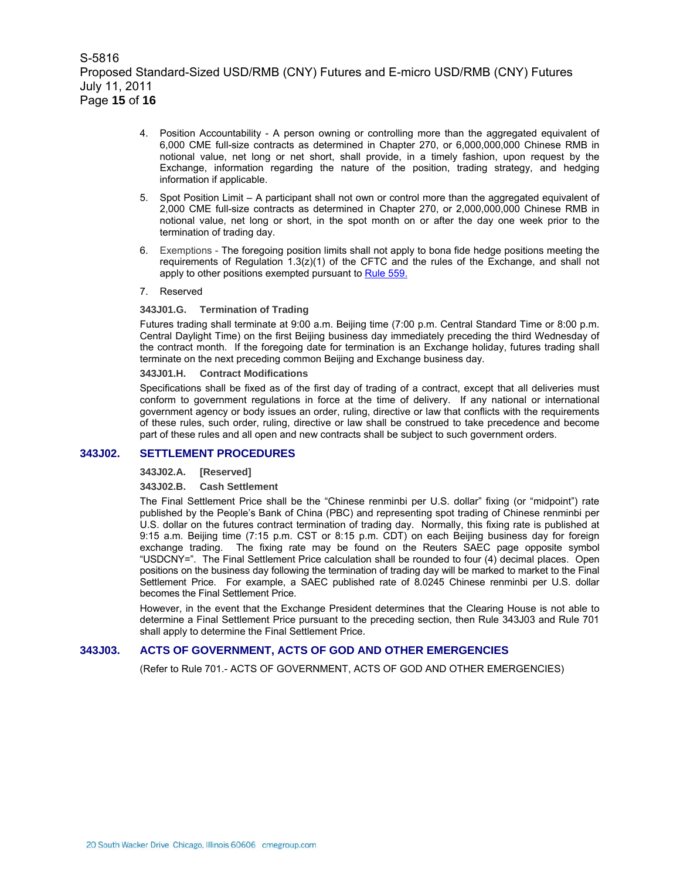4. Position Accountability - A person owning or controlling more than the aggregated equivalent of 6,000 CME full-size contracts as determined in Chapter 270, or 6,000,000,000 Chinese RMB in notional value, net long or net short, shall provide, in a timely fashion, upon request by the Exchange, information regarding the nature of the position, trading strategy, and hedging information if applicable.

5. Spot Position Limit – A participant shall not own or control more than the aggregated equivalent of 2,000 CME full-size contracts as determined in Chapter 270, or 2,000,000,000 Chinese RMB in notional value, net long or short, in the spot month on or after the day one week prior to the termination of trading day.

6. Exemptions - The foregoing position limits shall not apply to bona fide hedge positions meeting the requirements of Regulation 1.3(z)(1) of the CFTC and the rules of the Exchange, and shall not apply to other positions exempted pursuant to Rule 559.

7. Reserved

**343J01.G. Termination of Trading**

Futures trading shall terminate at 9:00 a.m. Beijing time (7:00 p.m. Central Standard Time or 8:00 p.m. Central Daylight Time) on the first Beijing business day immediately preceding the third Wednesday of the contract month. If the foregoing date for termination is an Exchange holiday, futures trading shall terminate on the next preceding common Beijing and Exchange business day.

**343J01.H. Contract Modifications**

Specifications shall be fixed as of the first day of trading of a contract, except that all deliveries must conform to government regulations in force at the time of delivery. If any national or international government agency or body issues an order, ruling, directive or law that conflicts with the requirements of these rules, such order, ruling, directive or law shall be construed to take precedence and become part of these rules and all open and new contracts shall be subject to such government orders.

## 343J02. SETTLEMENT PROCEDURES

**343J02.A. [Reserved]**

**343J02.B. Cash Settlement**

The Final Settlement Price shall be the "Chinese renminbi per U.S. dollar" fixing (or "midpoint") rate published by the People's Bank of China (PBC) and representing spot trading of Chinese renminbi per U.S. dollar on the futures contract termination of trading day. Normally, this fixing rate is published at 9:15 a.m. Beijing time (7:15 p.m. CST or 8:15 p.m. CDT) on each Beijing business day for foreign exchange trading. The fixing rate may be found on the Reuters SAEC page opposite symbol "USDCNY=". The Final Settlement Price calculation shall be rounded to four (4) decimal places. Open positions on the business day following the termination of trading day will be marked to market to the Final Settlement Price. For example, a SAEC published rate of 8.0245 Chinese renminbi per U.S. dollar becomes the Final Settlement Price.

However, in the event that the Exchange President determines that the Clearing House is not able to determine a Final Settlement Price pursuant to the preceding section, then Rule 343J03 and Rule 701 shall apply to determine the Final Settlement Price.

## 343J03. ACTS OF GOVERNMENT, ACTS OF GOD AND OTHER EMERGENCIES

(Refer to Rule 701.- ACTS OF GOVERNMENT, ACTS OF GOD AND OTHER EMERGENCIES)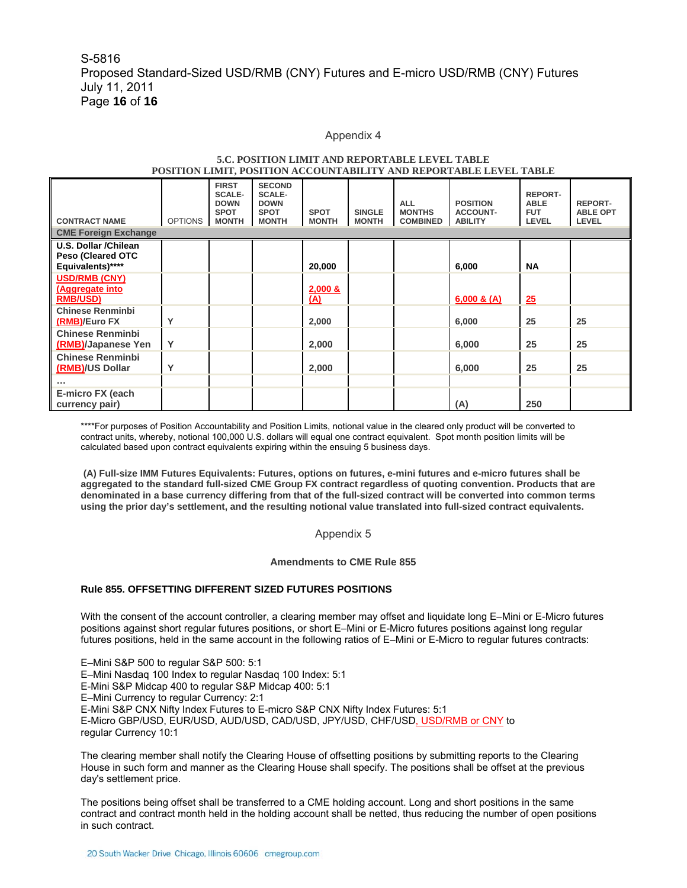S-5816
Proposed Standard-Sized USD/RMB (CNY) Futures and E-micro USD/RMB (CNY) Futures
July 11, 2011

Appendix 4

**5.C. POSITION LIMIT AND REPORTABLE LEVEL TABLE**
**POSITION LIMIT, POSITION ACCOUNTABILITY AND REPORTABLE LEVEL TABLE**

| CONTRACT NAME | OPTIONS | FIRST SCALE-DOWN SPOT MONTH | SECOND SCALE-DOWN SPOT MONTH | SPOT MONTH | SINGLE MONTH | ALL MONTHS COMBINED | POSITION ACCOUNT-ABILITY | REPORT-ABLE FUT LEVEL | REPORT-ABLE OPT LEVEL |
|---|---|---|---|---|---|---|---|---|---|
| **CME Foreign Exchange** | | | | | | | | | |
| **U.S. Dollar /Chilean Peso (Cleared OTC Equivalents)\*\*\*\*** | | | | **20,000** | | | **6,000** | **NA** | |
| **USD/RMB (CNY) (Aggregate into RMB/USD)** | | | | **2,000 & (A)** | | | **6,000 & (A)** | **25** | |
| **Chinese Renminbi (RMB)/Euro FX** | **Y** | | | **2,000** | | | **6,000** | **25** | **25** |
| **Chinese Renminbi (RMB)/Japanese Yen** | **Y** | | | **2,000** | | | **6,000** | **25** | **25** |
| **Chinese Renminbi (RMB)/US Dollar** | **Y** | | | **2,000** | | | **6,000** | **25** | **25** |
| **…** | | | | | | | | | |
| **E-micro FX (each currency pair)** | | | | | | | **(A)** | **250** | |

\*\*\*\*For purposes of Position Accountability and Position Limits, notional value in the cleared only product will be converted to contract units, whereby, notional 100,000 U.S. dollars will equal one contract equivalent. Spot month position limits will be calculated based upon contract equivalents expiring within the ensuing 5 business days.

**(A) Full-size IMM Futures Equivalents: Futures, options on futures, e-mini futures and e-micro futures shall be aggregated to the standard full-sized CME Group FX contract regardless of quoting convention. Products that are denominated in a base currency differing from that of the full-sized contract will be converted into common terms using the prior day's settlement, and the resulting notional value translated into full-sized contract equivalents.**

Appendix 5

**Amendments to CME Rule 855**

**Rule 855. OFFSETTING DIFFERENT SIZED FUTURES POSITIONS**

With the consent of the account controller, a clearing member may offset and liquidate long E–Mini or E-Micro futures positions against short regular futures positions, or short E–Mini or E-Micro futures positions against long regular futures positions, held in the same account in the following ratios of E–Mini or E-Micro to regular futures contracts:

E–Mini S&P 500 to regular S&P 500: 5:1
E–Mini Nasdaq 100 Index to regular Nasdaq 100 Index: 5:1
E-Mini S&P Midcap 400 to regular S&P Midcap 400: 5:1
E–Mini Currency to regular Currency: 2:1
E-Mini S&P CNX Nifty Index Futures to E-micro S&P CNX Nifty Index Futures: 5:1
E-Micro GBP/USD, EUR/USD, AUD/USD, CAD/USD, JPY/USD, CHF/USD, USD/RMB or CNY to regular Currency 10:1

The clearing member shall notify the Clearing House of offsetting positions by submitting reports to the Clearing House in such form and manner as the Clearing House shall specify. The positions shall be offset at the previous day's settlement price.

The positions being offset shall be transferred to a CME holding account. Long and short positions in the same contract and contract month held in the holding account shall be netted, thus reducing the number of open positions in such contract.